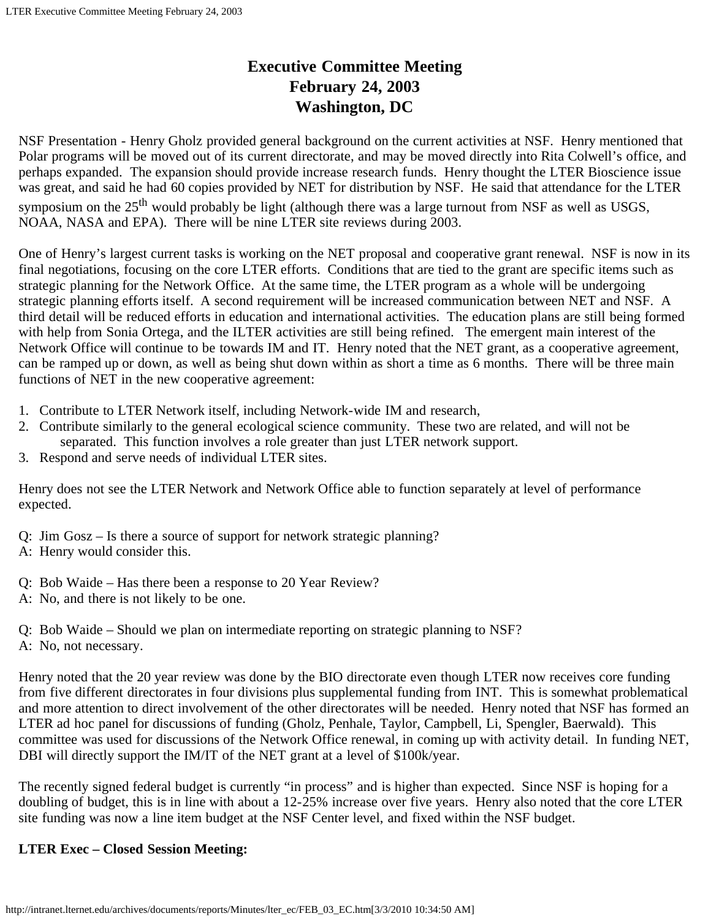# Executive Committee Meeting
# February 24, 2003
# Washington, DC

NSF Presentation - Henry Gholz provided general background on the current activities at NSF. Henry mentioned that Polar programs will be moved out of its current directorate, and may be moved directly into Rita Colwell's office, and perhaps expanded. The expansion should provide increase research funds. Henry thought the LTER Bioscience issue was great, and said he had 60 copies provided by NET for distribution by NSF. He said that attendance for the LTER symposium on the 25th would probably be light (although there was a large turnout from NSF as well as USGS, NOAA, NASA and EPA). There will be nine LTER site reviews during 2003.

One of Henry's largest current tasks is working on the NET proposal and cooperative grant renewal. NSF is now in its final negotiations, focusing on the core LTER efforts. Conditions that are tied to the grant are specific items such as strategic planning for the Network Office. At the same time, the LTER program as a whole will be undergoing strategic planning efforts itself. A second requirement will be increased communication between NET and NSF. A third detail will be reduced efforts in education and international activities. The education plans are still being formed with help from Sonia Ortega, and the ILTER activities are still being refined. The emergent main interest of the Network Office will continue to be towards IM and IT. Henry noted that the NET grant, as a cooperative agreement, can be ramped up or down, as well as being shut down within as short a time as 6 months. There will be three main functions of NET in the new cooperative agreement:

1. Contribute to LTER Network itself, including Network-wide IM and research,
2. Contribute similarly to the general ecological science community. These two are related, and will not be separated. This function involves a role greater than just LTER network support.
3. Respond and serve needs of individual LTER sites.

Henry does not see the LTER Network and Network Office able to function separately at level of performance expected.

Q: Jim Gosz – Is there a source of support for network strategic planning?
A: Henry would consider this.

Q: Bob Waide – Has there been a response to 20 Year Review?
A: No, and there is not likely to be one.

Q: Bob Waide – Should we plan on intermediate reporting on strategic planning to NSF?
A: No, not necessary.

Henry noted that the 20 year review was done by the BIO directorate even though LTER now receives core funding from five different directorates in four divisions plus supplemental funding from INT. This is somewhat problematical and more attention to direct involvement of the other directorates will be needed. Henry noted that NSF has formed an LTER ad hoc panel for discussions of funding (Gholz, Penhale, Taylor, Campbell, Li, Spengler, Baerwald). This committee was used for discussions of the Network Office renewal, in coming up with activity detail. In funding NET, DBI will directly support the IM/IT of the NET grant at a level of \$100k/year.

The recently signed federal budget is currently "in process" and is higher than expected. Since NSF is hoping for a doubling of budget, this is in line with about a 12-25% increase over five years. Henry also noted that the core LTER site funding was now a line item budget at the NSF Center level, and fixed within the NSF budget.

**LTER Exec – Closed Session Meeting:**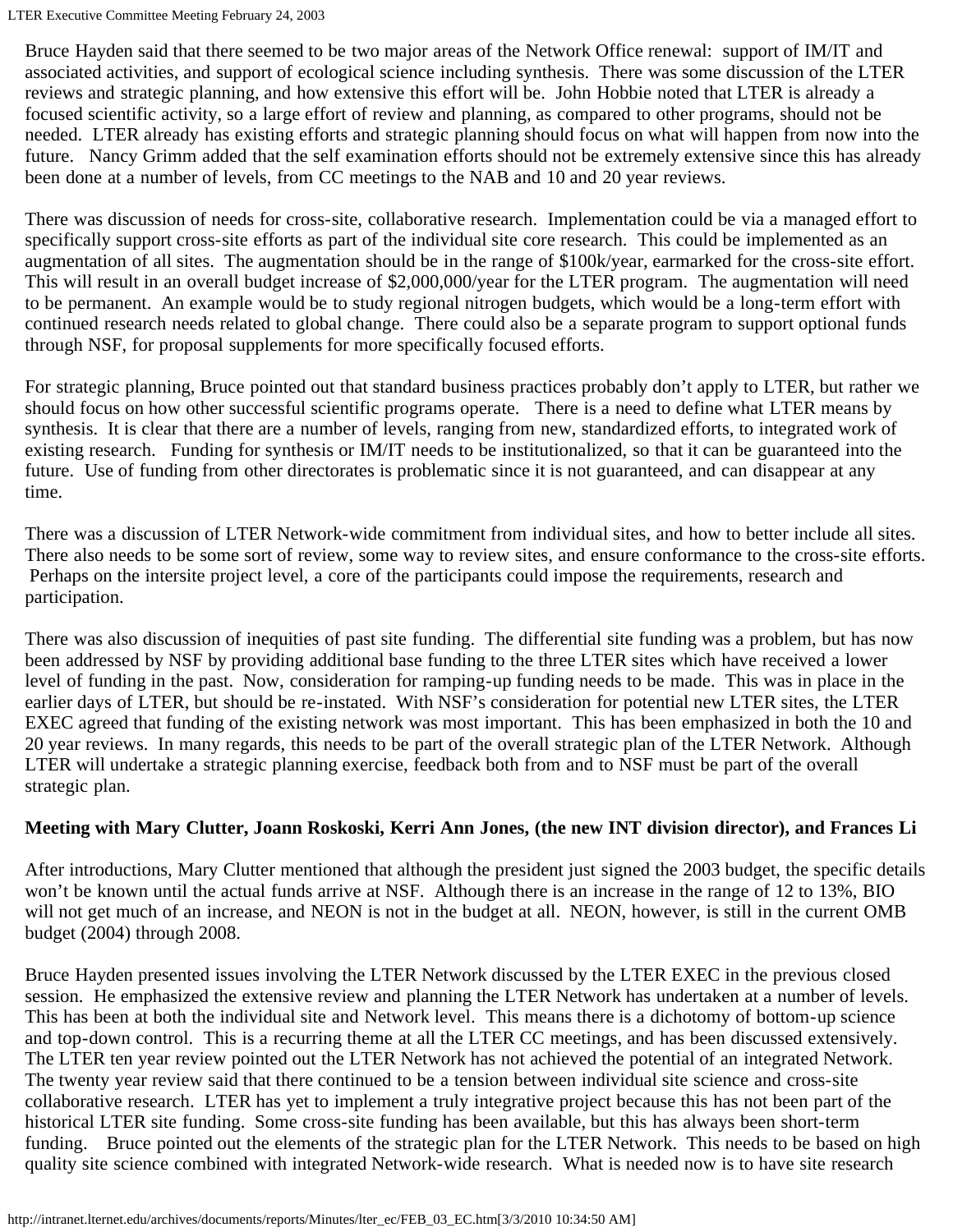Bruce Hayden said that there seemed to be two major areas of the Network Office renewal: support of IM/IT and associated activities, and support of ecological science including synthesis. There was some discussion of the LTER reviews and strategic planning, and how extensive this effort will be. John Hobbie noted that LTER is already a focused scientific activity, so a large effort of review and planning, as compared to other programs, should not be needed. LTER already has existing efforts and strategic planning should focus on what will happen from now into the future. Nancy Grimm added that the self examination efforts should not be extremely extensive since this has already been done at a number of levels, from CC meetings to the NAB and 10 and 20 year reviews.

There was discussion of needs for cross-site, collaborative research. Implementation could be via a managed effort to specifically support cross-site efforts as part of the individual site core research. This could be implemented as an augmentation of all sites. The augmentation should be in the range of $100k/year, earmarked for the cross-site effort. This will result in an overall budget increase of $2,000,000/year for the LTER program. The augmentation will need to be permanent. An example would be to study regional nitrogen budgets, which would be a long-term effort with continued research needs related to global change. There could also be a separate program to support optional funds through NSF, for proposal supplements for more specifically focused efforts.

For strategic planning, Bruce pointed out that standard business practices probably don't apply to LTER, but rather we should focus on how other successful scientific programs operate. There is a need to define what LTER means by synthesis. It is clear that there are a number of levels, ranging from new, standardized efforts, to integrated work of existing research. Funding for synthesis or IM/IT needs to be institutionalized, so that it can be guaranteed into the future. Use of funding from other directorates is problematic since it is not guaranteed, and can disappear at any time.

There was a discussion of LTER Network-wide commitment from individual sites, and how to better include all sites. There also needs to be some sort of review, some way to review sites, and ensure conformance to the cross-site efforts. Perhaps on the intersite project level, a core of the participants could impose the requirements, research and participation.

There was also discussion of inequities of past site funding. The differential site funding was a problem, but has now been addressed by NSF by providing additional base funding to the three LTER sites which have received a lower level of funding in the past. Now, consideration for ramping-up funding needs to be made. This was in place in the earlier days of LTER, but should be re-instated. With NSF's consideration for potential new LTER sites, the LTER EXEC agreed that funding of the existing network was most important. This has been emphasized in both the 10 and 20 year reviews. In many regards, this needs to be part of the overall strategic plan of the LTER Network. Although LTER will undertake a strategic planning exercise, feedback both from and to NSF must be part of the overall strategic plan.

**Meeting with Mary Clutter, Joann Roskoski, Kerri Ann Jones, (the new INT division director), and Frances Li**

After introductions, Mary Clutter mentioned that although the president just signed the 2003 budget, the specific details won't be known until the actual funds arrive at NSF. Although there is an increase in the range of 12 to 13%, BIO will not get much of an increase, and NEON is not in the budget at all. NEON, however, is still in the current OMB budget (2004) through 2008.

Bruce Hayden presented issues involving the LTER Network discussed by the LTER EXEC in the previous closed session. He emphasized the extensive review and planning the LTER Network has undertaken at a number of levels. This has been at both the individual site and Network level. This means there is a dichotomy of bottom-up science and top-down control. This is a recurring theme at all the LTER CC meetings, and has been discussed extensively. The LTER ten year review pointed out the LTER Network has not achieved the potential of an integrated Network. The twenty year review said that there continued to be a tension between individual site science and cross-site collaborative research. LTER has yet to implement a truly integrative project because this has not been part of the historical LTER site funding. Some cross-site funding has been available, but this has always been short-term funding. Bruce pointed out the elements of the strategic plan for the LTER Network. This needs to be based on high quality site science combined with integrated Network-wide research. What is needed now is to have site research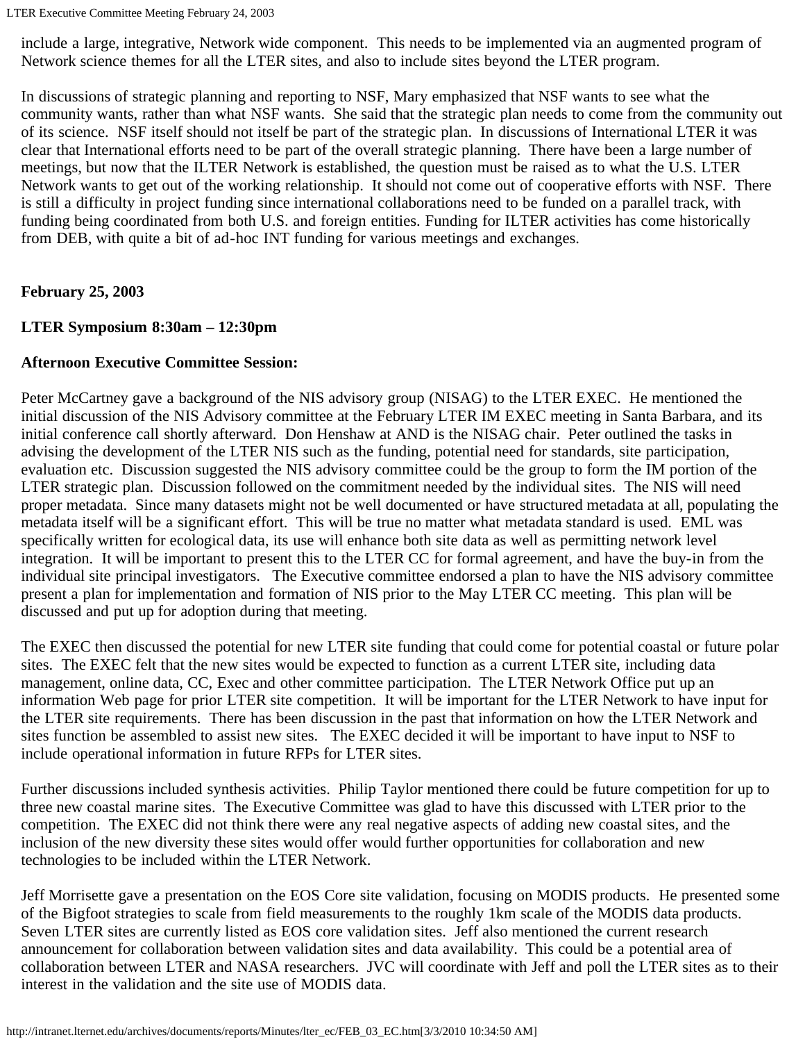include a large, integrative, Network wide component. This needs to be implemented via an augmented program of Network science themes for all the LTER sites, and also to include sites beyond the LTER program.

In discussions of strategic planning and reporting to NSF, Mary emphasized that NSF wants to see what the community wants, rather than what NSF wants. She said that the strategic plan needs to come from the community out of its science. NSF itself should not itself be part of the strategic plan. In discussions of International LTER it was clear that International efforts need to be part of the overall strategic planning. There have been a large number of meetings, but now that the ILTER Network is established, the question must be raised as to what the U.S. LTER Network wants to get out of the working relationship. It should not come out of cooperative efforts with NSF. There is still a difficulty in project funding since international collaborations need to be funded on a parallel track, with funding being coordinated from both U.S. and foreign entities. Funding for ILTER activities has come historically from DEB, with quite a bit of ad-hoc INT funding for various meetings and exchanges.

**February 25, 2003**

**LTER Symposium 8:30am – 12:30pm**

**Afternoon Executive Committee Session:**

Peter McCartney gave a background of the NIS advisory group (NISAG) to the LTER EXEC. He mentioned the initial discussion of the NIS Advisory committee at the February LTER IM EXEC meeting in Santa Barbara, and its initial conference call shortly afterward. Don Henshaw at AND is the NISAG chair. Peter outlined the tasks in advising the development of the LTER NIS such as the funding, potential need for standards, site participation, evaluation etc. Discussion suggested the NIS advisory committee could be the group to form the IM portion of the LTER strategic plan. Discussion followed on the commitment needed by the individual sites. The NIS will need proper metadata. Since many datasets might not be well documented or have structured metadata at all, populating the metadata itself will be a significant effort. This will be true no matter what metadata standard is used. EML was specifically written for ecological data, its use will enhance both site data as well as permitting network level integration. It will be important to present this to the LTER CC for formal agreement, and have the buy-in from the individual site principal investigators. The Executive committee endorsed a plan to have the NIS advisory committee present a plan for implementation and formation of NIS prior to the May LTER CC meeting. This plan will be discussed and put up for adoption during that meeting.

The EXEC then discussed the potential for new LTER site funding that could come for potential coastal or future polar sites. The EXEC felt that the new sites would be expected to function as a current LTER site, including data management, online data, CC, Exec and other committee participation. The LTER Network Office put up an information Web page for prior LTER site competition. It will be important for the LTER Network to have input for the LTER site requirements. There has been discussion in the past that information on how the LTER Network and sites function be assembled to assist new sites. The EXEC decided it will be important to have input to NSF to include operational information in future RFPs for LTER sites.

Further discussions included synthesis activities. Philip Taylor mentioned there could be future competition for up to three new coastal marine sites. The Executive Committee was glad to have this discussed with LTER prior to the competition. The EXEC did not think there were any real negative aspects of adding new coastal sites, and the inclusion of the new diversity these sites would offer would further opportunities for collaboration and new technologies to be included within the LTER Network.

Jeff Morrisette gave a presentation on the EOS Core site validation, focusing on MODIS products. He presented some of the Bigfoot strategies to scale from field measurements to the roughly 1km scale of the MODIS data products. Seven LTER sites are currently listed as EOS core validation sites. Jeff also mentioned the current research announcement for collaboration between validation sites and data availability. This could be a potential area of collaboration between LTER and NASA researchers. JVC will coordinate with Jeff and poll the LTER sites as to their interest in the validation and the site use of MODIS data.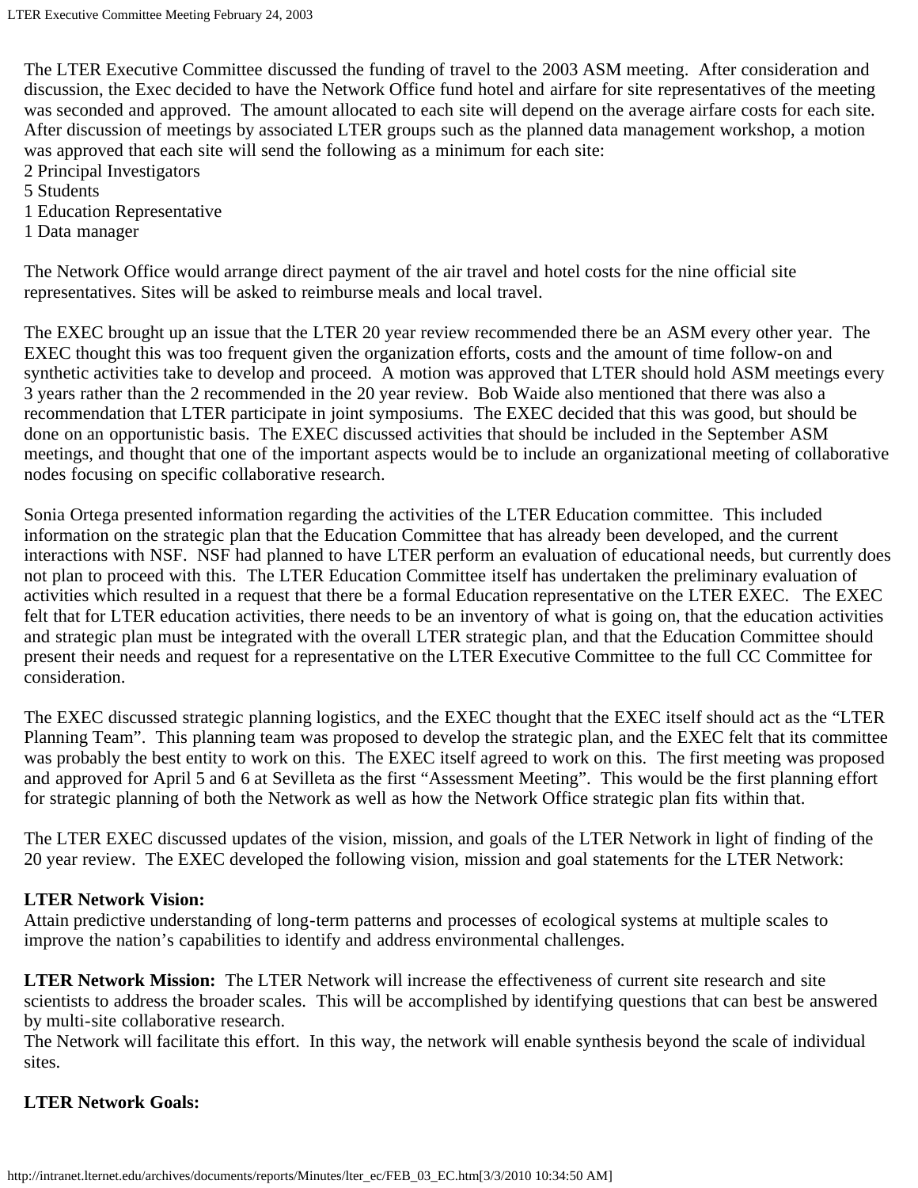The LTER Executive Committee discussed the funding of travel to the 2003 ASM meeting. After consideration and discussion, the Exec decided to have the Network Office fund hotel and airfare for site representatives of the meeting was seconded and approved. The amount allocated to each site will depend on the average airfare costs for each site. After discussion of meetings by associated LTER groups such as the planned data management workshop, a motion was approved that each site will send the following as a minimum for each site:
2 Principal Investigators
5 Students
1 Education Representative
1 Data manager

The Network Office would arrange direct payment of the air travel and hotel costs for the nine official site representatives. Sites will be asked to reimburse meals and local travel.

The EXEC brought up an issue that the LTER 20 year review recommended there be an ASM every other year. The EXEC thought this was too frequent given the organization efforts, costs and the amount of time follow-on and synthetic activities take to develop and proceed. A motion was approved that LTER should hold ASM meetings every 3 years rather than the 2 recommended in the 20 year review. Bob Waide also mentioned that there was also a recommendation that LTER participate in joint symposiums. The EXEC decided that this was good, but should be done on an opportunistic basis. The EXEC discussed activities that should be included in the September ASM meetings, and thought that one of the important aspects would be to include an organizational meeting of collaborative nodes focusing on specific collaborative research.

Sonia Ortega presented information regarding the activities of the LTER Education committee. This included information on the strategic plan that the Education Committee that has already been developed, and the current interactions with NSF. NSF had planned to have LTER perform an evaluation of educational needs, but currently does not plan to proceed with this. The LTER Education Committee itself has undertaken the preliminary evaluation of activities which resulted in a request that there be a formal Education representative on the LTER EXEC. The EXEC felt that for LTER education activities, there needs to be an inventory of what is going on, that the education activities and strategic plan must be integrated with the overall LTER strategic plan, and that the Education Committee should present their needs and request for a representative on the LTER Executive Committee to the full CC Committee for consideration.

The EXEC discussed strategic planning logistics, and the EXEC thought that the EXEC itself should act as the "LTER Planning Team". This planning team was proposed to develop the strategic plan, and the EXEC felt that its committee was probably the best entity to work on this. The EXEC itself agreed to work on this. The first meeting was proposed and approved for April 5 and 6 at Sevilleta as the first "Assessment Meeting". This would be the first planning effort for strategic planning of both the Network as well as how the Network Office strategic plan fits within that.

The LTER EXEC discussed updates of the vision, mission, and goals of the LTER Network in light of finding of the 20 year review. The EXEC developed the following vision, mission and goal statements for the LTER Network:

**LTER Network Vision:**
Attain predictive understanding of long-term patterns and processes of ecological systems at multiple scales to improve the nation's capabilities to identify and address environmental challenges.

**LTER Network Mission:** The LTER Network will increase the effectiveness of current site research and site scientists to address the broader scales. This will be accomplished by identifying questions that can best be answered by multi-site collaborative research.
The Network will facilitate this effort. In this way, the network will enable synthesis beyond the scale of individual sites.

**LTER Network Goals:**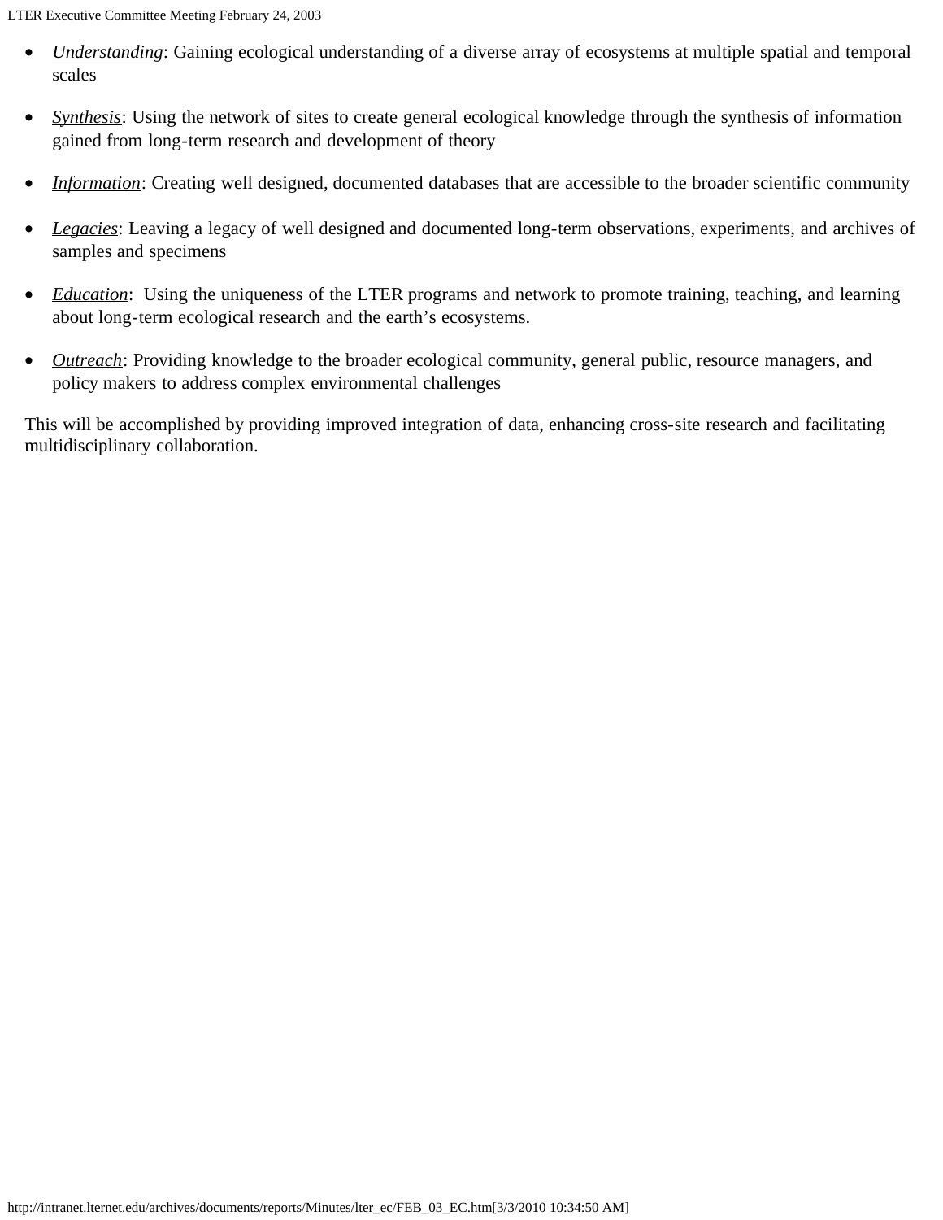- *Understanding*: Gaining ecological understanding of a diverse array of ecosystems at multiple spatial and temporal scales
- *Synthesis*: Using the network of sites to create general ecological knowledge through the synthesis of information gained from long-term research and development of theory
- *Information*: Creating well designed, documented databases that are accessible to the broader scientific community
- *Legacies*: Leaving a legacy of well designed and documented long-term observations, experiments, and archives of samples and specimens
- *Education*: Using the uniqueness of the LTER programs and network to promote training, teaching, and learning about long-term ecological research and the earth's ecosystems.
- *Outreach*: Providing knowledge to the broader ecological community, general public, resource managers, and policy makers to address complex environmental challenges

This will be accomplished by providing improved integration of data, enhancing cross-site research and facilitating multidisciplinary collaboration.